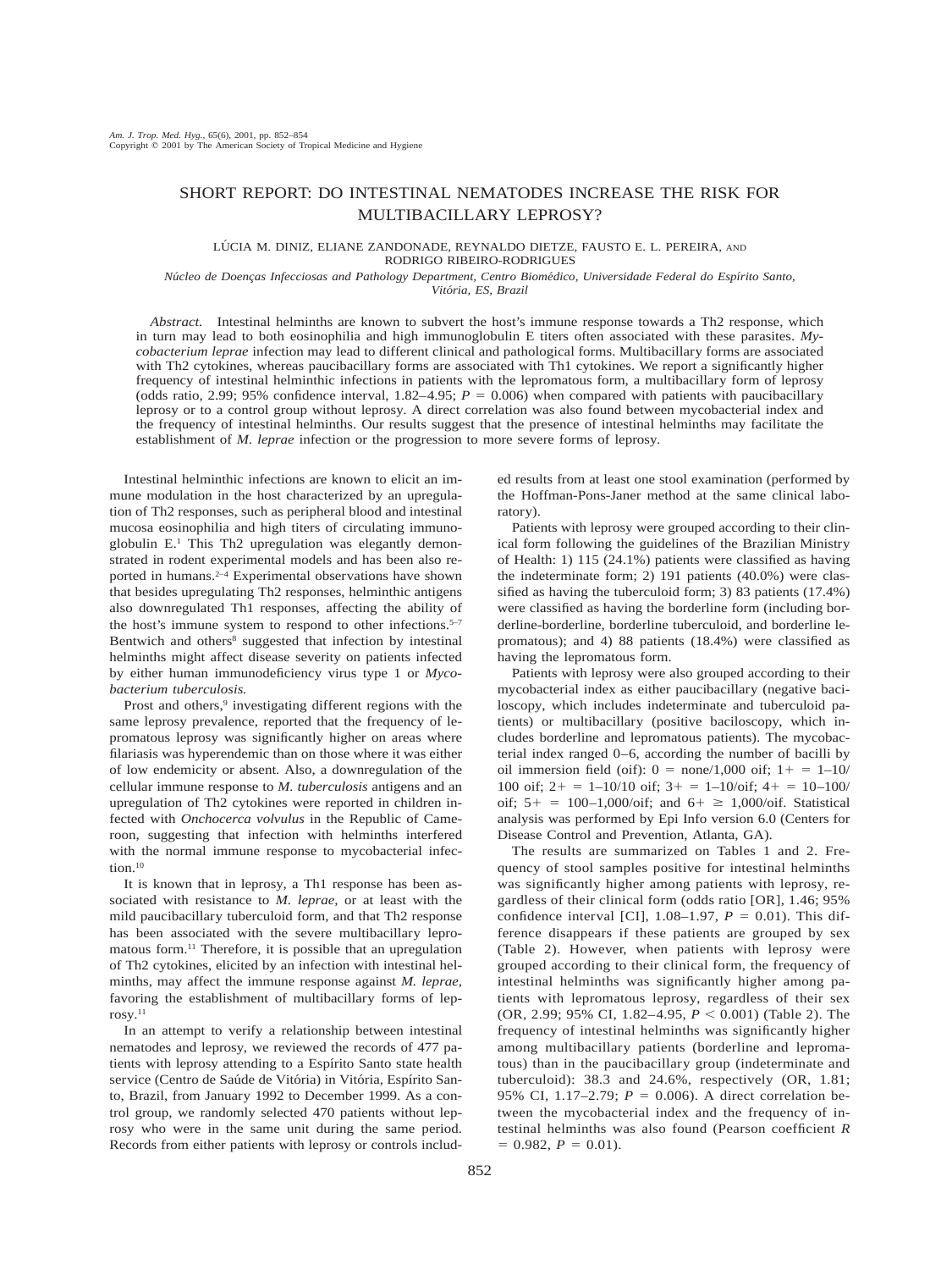# SHORT REPORT: DO INTESTINAL NEMATODES INCREASE THE RISK FOR MULTIBACILLARY LEPROSY?

LÚCIA M. DINIZ, ELIANE ZANDONADE, REYNALDO DIETZE, FAUSTO E. L. PEREIRA, AND RODRIGO RIBEIRO-RODRIGUES

*Núcleo de Doenças Infecciosas and Pathology Department, Centro Biomédico, Universidade Federal do Espírito Santo, Vitória, ES, Brazil*

*Abstract.* Intestinal helminths are known to subvert the host's immune response towards a Th2 response, which in turn may lead to both eosinophilia and high immunoglobulin E titers often associated with these parasites. *Mycobacterium leprae* infection may lead to different clinical and pathological forms. Multibacillary forms are associated with Th2 cytokines, whereas paucibacillary forms are associated with Th1 cytokines. We report a significantly higher frequency of intestinal helminthic infections in patients with the lepromatous form, a multibacillary form of leprosy (odds ratio, 2.99; 95% confidence interval, 1.82–4.95; $P = 0.006$) when compared with patients with paucibacillary leprosy or to a control group without leprosy. A direct correlation was also found between mycobacterial index and the frequency of intestinal helminths. Our results suggest that the presence of intestinal helminths may facilitate the establishment of *M. leprae* infection or the progression to more severe forms of leprosy.

Intestinal helminthic infections are known to elicit an immune modulation in the host characterized by an upregulation of Th2 responses, such as peripheral blood and intestinal mucosa eosinophilia and high titers of circulating immunoglobulin E.[1] This Th2 upregulation was elegantly demonstrated in rodent experimental models and has been also reported in humans.[2–4] Experimental observations have shown that besides upregulating Th2 responses, helminthic antigens also downregulated Th1 responses, affecting the ability of the host's immune system to respond to other infections.[5–7] Bentwich and others[8] suggested that infection by intestinal helminths might affect disease severity on patients infected by either human immunodeficiency virus type 1 or *Mycobacterium tuberculosis.*

Prost and others,[9] investigating different regions with the same leprosy prevalence, reported that the frequency of lepromatous leprosy was significantly higher on areas where filariasis was hyperendemic than on those where it was either of low endemicity or absent. Also, a downregulation of the cellular immune response to *M. tuberculosis* antigens and an upregulation of Th2 cytokines were reported in children infected with *Onchocerca volvulus* in the Republic of Cameroon, suggesting that infection with helminths interfered with the normal immune response to mycobacterial infection.[10]

It is known that in leprosy, a Th1 response has been associated with resistance to *M. leprae*, or at least with the mild paucibacillary tuberculoid form, and that Th2 response has been associated with the severe multibacillary lepromatous form.[11] Therefore, it is possible that an upregulation of Th2 cytokines, elicited by an infection with intestinal helminths, may affect the immune response against *M. leprae,* favoring the establishment of multibacillary forms of leprosy.[11]

In an attempt to verify a relationship between intestinal nematodes and leprosy, we reviewed the records of 477 patients with leprosy attending to a Espírito Santo state health service (Centro de Saúde de Vitória) in Vitória, Espírito Santo, Brazil, from January 1992 to December 1999. As a control group, we randomly selected 470 patients without leprosy who were in the same unit during the same period. Records from either patients with leprosy or controls included results from at least one stool examination (performed by the Hoffman-Pons-Janer method at the same clinical laboratory).

Patients with leprosy were grouped according to their clinical form following the guidelines of the Brazilian Ministry of Health: 1) 115 (24.1%) patients were classified as having the indeterminate form; 2) 191 patients (40.0%) were classified as having the tuberculoid form; 3) 83 patients (17.4%) were classified as having the borderline form (including borderline-borderline, borderline tuberculoid, and borderline lepromatous); and 4) 88 patients (18.4%) were classified as having the lepromatous form.

Patients with leprosy were also grouped according to their mycobacterial index as either paucibacillary (negative baciloscopy, which includes indeterminate and tuberculoid patients) or multibacillary (positive baciloscopy, which includes borderline and lepromatous patients). The mycobacterial index ranged 0–6, according the number of bacilli by oil immersion field (oif): 0 = none/1,000 oif; 1+ = 1–10/100 oif; 2+ = 1–10/10 oif; 3+ = 1–10/oif; 4+ = 10–100/oif; 5+ = 100–1,000/oif; and 6+ ≥ 1,000/oif. Statistical analysis was performed by Epi Info version 6.0 (Centers for Disease Control and Prevention, Atlanta, GA).

The results are summarized on Tables 1 and 2. Frequency of stool samples positive for intestinal helminths was significantly higher among patients with leprosy, regardless of their clinical form (odds ratio [OR], 1.46; 95% confidence interval [CI], 1.08–1.97, $P = 0.01$). This difference disappears if these patients are grouped by sex (Table 2). However, when patients with leprosy were grouped according to their clinical form, the frequency of intestinal helminths was significantly higher among patients with lepromatous leprosy, regardless of their sex (OR, 2.99; 95% CI, 1.82–4.95, $P < 0.001$) (Table 2). The frequency of intestinal helminths was significantly higher among multibacillary patients (borderline and lepromatous) than in the paucibacillary group (indeterminate and tuberculoid): 38.3 and 24.6%, respectively (OR, 1.81; 95% CI, 1.17–2.79; $P = 0.006$). A direct correlation between the mycobacterial index and the frequency of intestinal helminths was also found (Pearson coefficient $R = 0.982$, $P = 0.01$).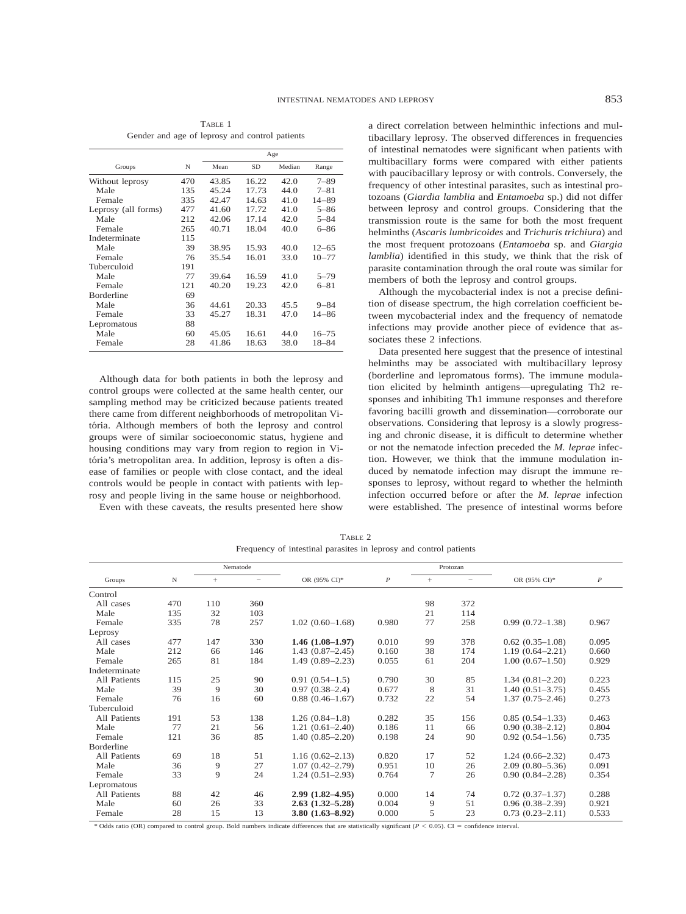TABLE 1
Gender and age of leprosy and control patients

| Groups | N | Age | | | |
|---|---|---|---|---|---|
| | | Mean | SD | Median | Range |
| Without leprosy | 470 | 43.85 | 16.22 | 42.0 | 7–89 |
| Male | 135 | 45.24 | 17.73 | 44.0 | 7–81 |
| Female | 335 | 42.47 | 14.63 | 41.0 | 14–89 |
| Leprosy (all forms) | 477 | 41.60 | 17.72 | 41.0 | 5–86 |
| Male | 212 | 42.06 | 17.14 | 42.0 | 5–84 |
| Female | 265 | 40.71 | 18.04 | 40.0 | 6–86 |
| Indeterminate | 115 | | | | |
| Male | 39 | 38.95 | 15.93 | 40.0 | 12–65 |
| Female | 76 | 35.54 | 16.01 | 33.0 | 10–77 |
| Tuberculoid | 191 | | | | |
| Male | 77 | 39.64 | 16.59 | 41.0 | 5–79 |
| Female | 121 | 40.20 | 19.23 | 42.0 | 6–81 |
| Borderline | 69 | | | | |
| Male | 36 | 44.61 | 20.33 | 45.5 | 9–84 |
| Female | 33 | 45.27 | 18.31 | 47.0 | 14–86 |
| Lepromatous | 88 | | | | |
| Male | 60 | 45.05 | 16.61 | 44.0 | 16–75 |
| Female | 28 | 41.86 | 18.63 | 38.0 | 18–84 |

Although data for both patients in both the leprosy and control groups were collected at the same health center, our sampling method may be criticized because patients treated there came from different neighborhoods of metropolitan Vitória. Although members of both the leprosy and control groups were of similar socioeconomic status, hygiene and housing conditions may vary from region to region in Vitória's metropolitan area. In addition, leprosy is often a disease of families or people with close contact, and the ideal controls would be people in contact with patients with leprosy and people living in the same house or neighborhood.

Even with these caveats, the results presented here show a direct correlation between helminthic infections and multibacillary leprosy. The observed differences in frequencies of intestinal nematodes were significant when patients with multibacillary forms were compared with either patients with paucibacillary leprosy or with controls. Conversely, the frequency of other intestinal parasites, such as intestinal protozoans (*Giardia lamblia* and *Entamoeba* sp.) did not differ between leprosy and control groups. Considering that the transmission route is the same for both the most frequent helminths (*Ascaris lumbricoides* and *Trichuris trichiura*) and the most frequent protozoans (*Entamoeba* sp. and *Giargia lamblia*) identified in this study, we think that the risk of parasite contamination through the oral route was similar for members of both the leprosy and control groups.

Although the mycobacterial index is not a precise definition of disease spectrum, the high correlation coefficient between mycobacterial index and the frequency of nematode infections may provide another piece of evidence that associates these 2 infections.

Data presented here suggest that the presence of intestinal helminths may be associated with multibacillary leprosy (borderline and lepromatous forms). The immune modulation elicited by helminth antigens—upregulating Th2 responses and inhibiting Th1 immune responses and therefore favoring bacilli growth and dissemination—corroborate our observations. Considering that leprosy is a slowly progressing and chronic disease, it is difficult to determine whether or not the nematode infection preceded the *M. leprae* infection. However, we think that the immune modulation induced by nematode infection may disrupt the immune responses to leprosy, without regard to whether the helminth infection occurred before or after the *M. leprae* infection were established. The presence of intestinal worms before

TABLE 2
Frequency of intestinal parasites in leprosy and control patients

| Groups | N | Nematode | | | | Protozan | | | |
|---|---|---|---|---|---|---|---|---|---|
| | | + | − | OR (95% CI)* | *P* | + | − | OR (95% CI)* | *P* |
| Control | | | | | | | | | |
| All cases | 470 | 110 | 360 | | | 98 | 372 | | |
| Male | 135 | 32 | 103 | | | 21 | 114 | | |
| Female | 335 | 78 | 257 | 1.02 (0.60–1.68) | 0.980 | 77 | 258 | 0.99 (0.72–1.38) | 0.967 |
| Leprosy | | | | | | | | | |
| All cases | 477 | 147 | 330 | **1.46 (1.08–1.97)** | 0.010 | 99 | 378 | 0.62 (0.35–1.08) | 0.095 |
| Male | 212 | 66 | 146 | 1.43 (0.87–2.45) | 0.160 | 38 | 174 | 1.19 (0.64–2.21) | 0.660 |
| Female | 265 | 81 | 184 | 1.49 (0.89–2.23) | 0.055 | 61 | 204 | 1.00 (0.67–1.50) | 0.929 |
| Indeterminate | | | | | | | | | |
| All Patients | 115 | 25 | 90 | 0.91 (0.54–1.5) | 0.790 | 30 | 85 | 1.34 (0.81–2.20) | 0.223 |
| Male | 39 | 9 | 30 | 0.97 (0.38–2.4) | 0.677 | 8 | 31 | 1.40 (0.51–3.75) | 0.455 |
| Female | 76 | 16 | 60 | 0.88 (0.46–1.67) | 0.732 | 22 | 54 | 1.37 (0.75–2.46) | 0.273 |
| Tuberculoid | | | | | | | | | |
| All Patients | 191 | 53 | 138 | 1.26 (0.84–1.8) | 0.282 | 35 | 156 | 0.85 (0.54–1.33) | 0.463 |
| Male | 77 | 21 | 56 | 1.21 (0.61–2.40) | 0.186 | 11 | 66 | 0.90 (0.38–2.12) | 0.804 |
| Female | 121 | 36 | 85 | 1.40 (0.85–2.20) | 0.198 | 24 | 90 | 0.92 (0.54–1.56) | 0.735 |
| Borderline | | | | | | | | | |
| All Patients | 69 | 18 | 51 | 1.16 (0.62–2.13) | 0.820 | 17 | 52 | 1.24 (0.66–2.32) | 0.473 |
| Male | 36 | 9 | 27 | 1.07 (0.42–2.79) | 0.951 | 10 | 26 | 2.09 (0.80–5.36) | 0.091 |
| Female | 33 | 9 | 24 | 1.24 (0.51–2.93) | 0.764 | 7 | 26 | 0.90 (0.84–2.28) | 0.354 |
| Lepromatous | | | | | | | | | |
| All Patients | 88 | 42 | 46 | **2.99 (1.82–4.95)** | 0.000 | 14 | 74 | 0.72 (0.37–1.37) | 0.288 |
| Male | 60 | 26 | 33 | **2.63 (1.32–5.28)** | 0.004 | 9 | 51 | 0.96 (0.38–2.39) | 0.921 |
| Female | 28 | 15 | 13 | **3.80 (1.63–8.92)** | 0.000 | 5 | 23 | 0.73 (0.23–2.11) | 0.533 |

\* Odds ratio (OR) compared to control group. Bold numbers indicate differences that are statistically significant ($P < 0.05$). CI = confidence interval.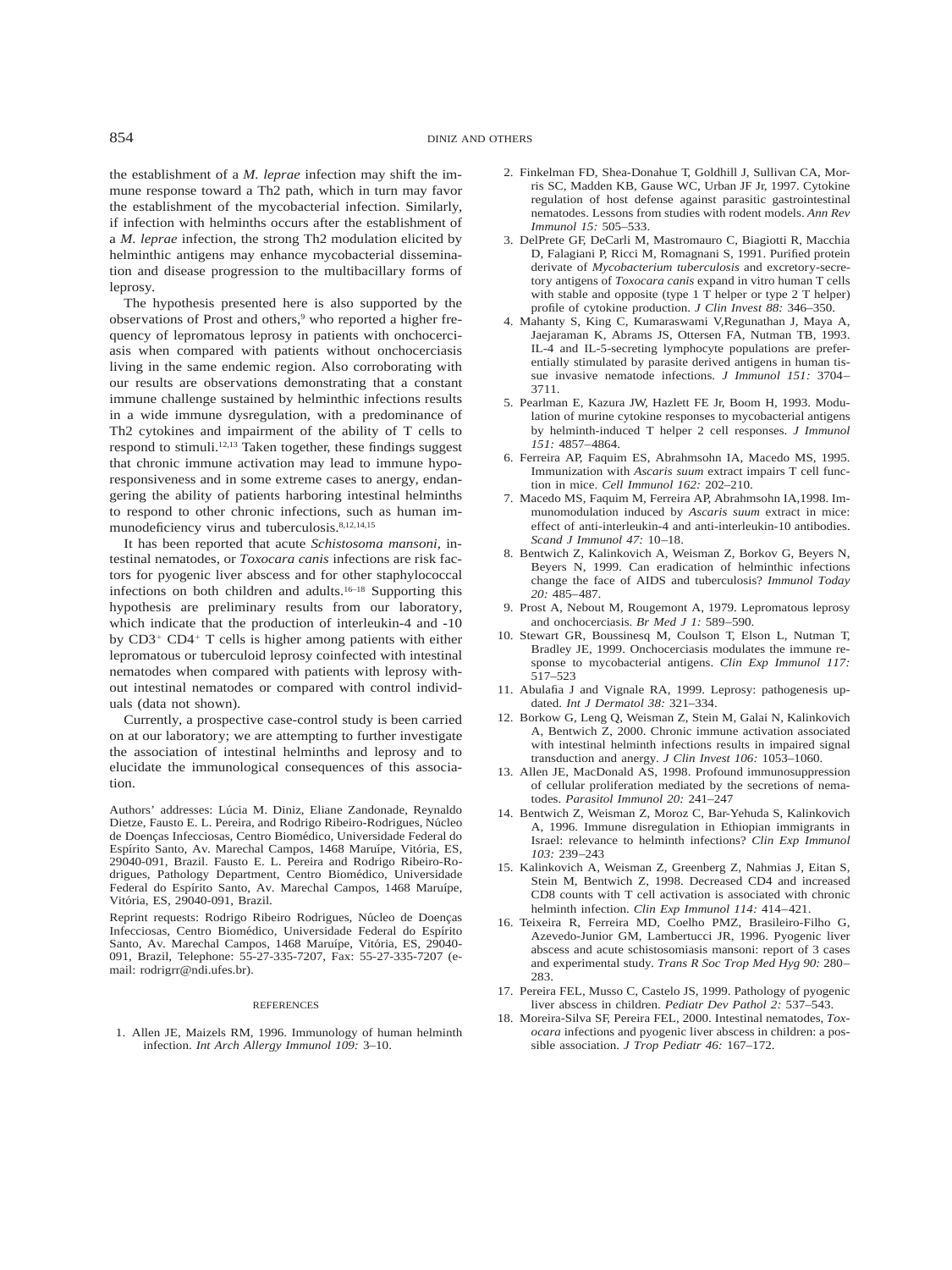the establishment of a *M. leprae* infection may shift the immune response toward a Th2 path, which in turn may favor the establishment of the mycobacterial infection. Similarly, if infection with helminths occurs after the establishment of a *M. leprae* infection, the strong Th2 modulation elicited by helminthic antigens may enhance mycobacterial dissemination and disease progression to the multibacillary forms of leprosy.

The hypothesis presented here is also supported by the observations of Prost and others,[9] who reported a higher frequency of lepromatous leprosy in patients with onchocerciasis when compared with patients without onchocerciasis living in the same endemic region. Also corroborating with our results are observations demonstrating that a constant immune challenge sustained by helminthic infections results in a wide immune dysregulation, with a predominance of Th2 cytokines and impairment of the ability of T cells to respond to stimuli.[12,13] Taken together, these findings suggest that chronic immune activation may lead to immune hyporesponsiveness and in some extreme cases to anergy, endangering the ability of patients harboring intestinal helminths to respond to other chronic infections, such as human immunodeficiency virus and tuberculosis.[8,12,14,15]

It has been reported that acute *Schistosoma mansoni*, intestinal nematodes, or *Toxocara canis* infections are risk factors for pyogenic liver abscess and for other staphylococcal infections on both children and adults.[16–18] Supporting this hypothesis are preliminary results from our laboratory, which indicate that the production of interleukin-4 and -10 by $CD3^+$ $CD4^+$ T cells is higher among patients with either lepromatous or tuberculoid leprosy coinfected with intestinal nematodes when compared with patients with leprosy without intestinal nematodes or compared with control individuals (data not shown).

Currently, a prospective case-control study is been carried on at our laboratory; we are attempting to further investigate the association of intestinal helminths and leprosy and to elucidate the immunological consequences of this association.

Authors' addresses: Lúcia M. Diniz, Eliane Zandonade, Reynaldo Dietze, Fausto E. L. Pereira, and Rodrigo Ribeiro-Rodrigues, Núcleo de Doenças Infecciosas, Centro Biomédico, Universidade Federal do Espírito Santo, Av. Marechal Campos, 1468 Maruípe, Vitória, ES, 29040-091, Brazil. Fausto E. L. Pereira and Rodrigo Ribeiro-Rodrigues, Pathology Department, Centro Biomédico, Universidade Federal do Espírito Santo, Av. Marechal Campos, 1468 Maruípe, Vitória, ES, 29040-091, Brazil.

Reprint requests: Rodrigo Ribeiro Rodrigues, Núcleo de Doenças Infecciosas, Centro Biomédico, Universidade Federal do Espírito Santo, Av. Marechal Campos, 1468 Maruípe, Vitória, ES, 29040-091, Brazil, Telephone: 55-27-335-7207, Fax: 55-27-335-7207 (e-mail: rodrigrr@ndi.ufes.br).

## REFERENCES

1. Allen JE, Maizels RM, 1996. Immunology of human helminth infection. *Int Arch Allergy Immunol 109:* 3–10.
2. Finkelman FD, Shea-Donahue T, Goldhill J, Sullivan CA, Morris SC, Madden KB, Gause WC, Urban JF Jr, 1997. Cytokine regulation of host defense against parasitic gastrointestinal nematodes. Lessons from studies with rodent models. *Ann Rev Immunol 15:* 505–533.
3. DelPrete GF, DeCarli M, Mastromauro C, Biagiotti R, Macchia D, Falagiani P, Ricci M, Romagnani S, 1991. Purified protein derivate of *Mycobacterium tuberculosis* and excretory-secretory antigens of *Toxocara canis* expand in vitro human T cells with stable and opposite (type 1 T helper or type 2 T helper) profile of cytokine production. *J Clin Invest 88:* 346–350.
4. Mahanty S, King C, Kumaraswami V,Regunathan J, Maya A, Jaejaraman K, Abrams JS, Ottersen FA, Nutman TB, 1993. IL-4 and IL-5-secreting lymphocyte populations are preferentially stimulated by parasite derived antigens in human tissue invasive nematode infections. *J Immunol 151:* 3704–3711.
5. Pearlman E, Kazura JW, Hazlett FE Jr, Boom H, 1993. Modulation of murine cytokine responses to mycobacterial antigens by helminth-induced T helper 2 cell responses. *J Immunol 151:* 4857–4864.
6. Ferreira AP, Faquim ES, Abrahmsohn IA, Macedo MS, 1995. Immunization with *Ascaris suum* extract impairs T cell function in mice. *Cell Immunol 162:* 202–210.
7. Macedo MS, Faquim M, Ferreira AP, Abrahmsohn IA,1998. Immunomodulation induced by *Ascaris suum* extract in mice: effect of anti-interleukin-4 and anti-interleukin-10 antibodies. *Scand J Immunol 47:* 10–18.
8. Bentwich Z, Kalinkovich A, Weisman Z, Borkov G, Beyers N, Beyers N, 1999. Can eradication of helminthic infections change the face of AIDS and tuberculosis? *Immunol Today 20:* 485–487.
9. Prost A, Nebout M, Rougemont A, 1979. Lepromatous leprosy and onchocerciasis. *Br Med J 1:* 589–590.
10. Stewart GR, Boussinesq M, Coulson T, Elson L, Nutman T, Bradley JE, 1999. Onchocerciasis modulates the immune response to mycobacterial antigens. *Clin Exp Immunol 117:* 517–523
11. Abulafia J and Vignale RA, 1999. Leprosy: pathogenesis updated. *Int J Dermatol 38:* 321–334.
12. Borkow G, Leng Q, Weisman Z, Stein M, Galai N, Kalinkovich A, Bentwich Z, 2000. Chronic immune activation associated with intestinal helminth infections results in impaired signal transduction and anergy. *J Clin Invest 106:* 1053–1060.
13. Allen JE, MacDonald AS, 1998. Profound immunosuppression of cellular proliferation mediated by the secretions of nematodes. *Parasitol Immunol 20:* 241–247
14. Bentwich Z, Weisman Z, Moroz C, Bar-Yehuda S, Kalinkovich A, 1996. Immune disregulation in Ethiopian immigrants in Israel: relevance to helminth infections? *Clin Exp Immunol 103:* 239–243
15. Kalinkovich A, Weisman Z, Greenberg Z, Nahmias J, Eitan S, Stein M, Bentwich Z, 1998. Decreased CD4 and increased CD8 counts with T cell activation is associated with chronic helminth infection. *Clin Exp Immunol 114:* 414–421.
16. Teixeira R, Ferreira MD, Coelho PMZ, Brasileiro-Filho G, Azevedo-Junior GM, Lambertucci JR, 1996. Pyogenic liver abscess and acute schistosomiasis mansoni: report of 3 cases and experimental study. *Trans R Soc Trop Med Hyg 90:* 280–283.
17. Pereira FEL, Musso C, Castelo JS, 1999. Pathology of pyogenic liver abscess in children. *Pediatr Dev Pathol 2:* 537–543.
18. Moreira-Silva SF, Pereira FEL, 2000. Intestinal nematodes, *Toxocara* infections and pyogenic liver abscess in children: a possible association. *J Trop Pediatr 46:* 167–172.